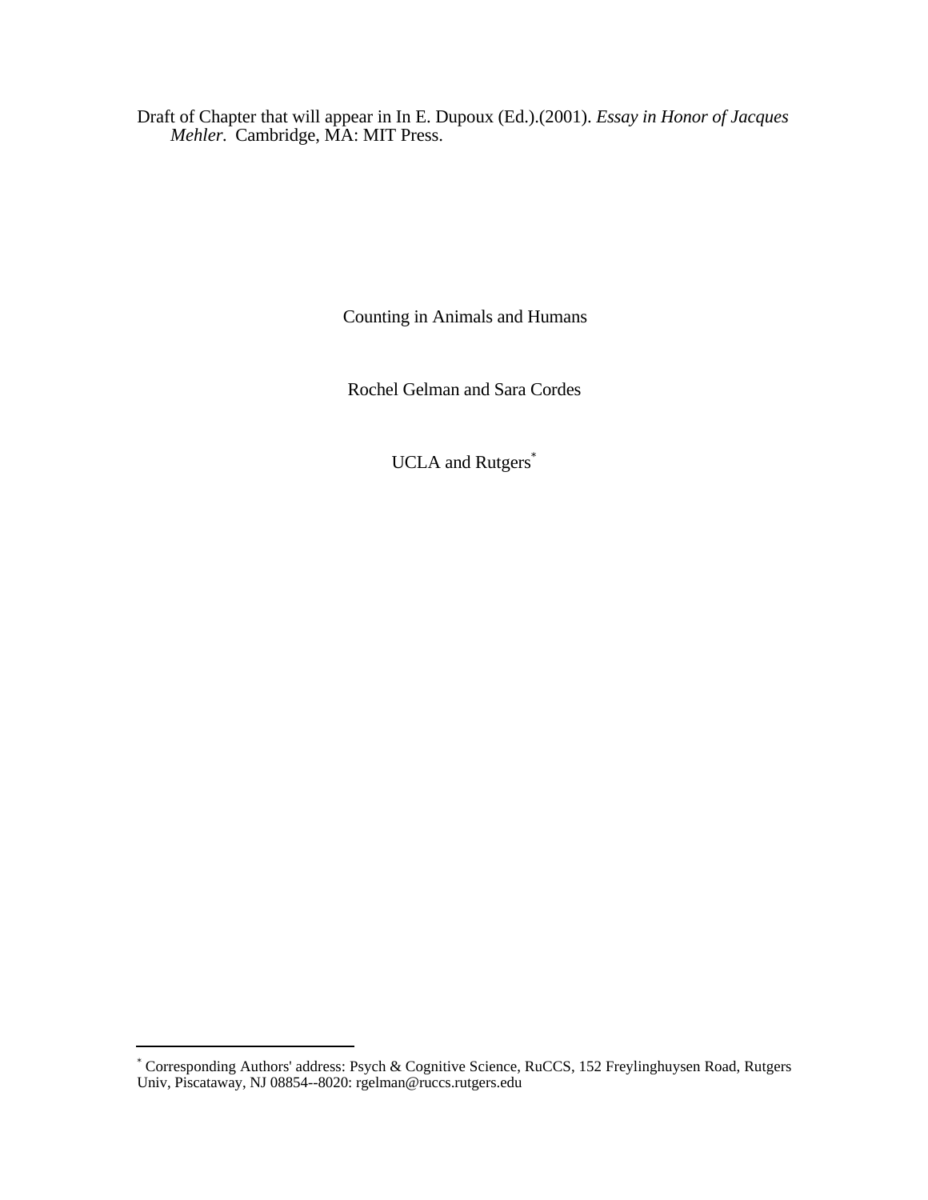Draft of Chapter that will appear in In E. Dupoux (Ed.).(2001). *Essay in Honor of Jacques Mehler*. Cambridge, MA: MIT Press.

# Counting in Animals and Humans

Rochel Gelman and Sara Cordes

UCLA and Rutgers[*]

---

[*] Corresponding Authors' address: Psych & Cognitive Science, RuCCS, 152 Freylinghuysen Road, Rutgers Univ, Piscataway, NJ 08854--8020: rgelman@ruccs.rutgers.edu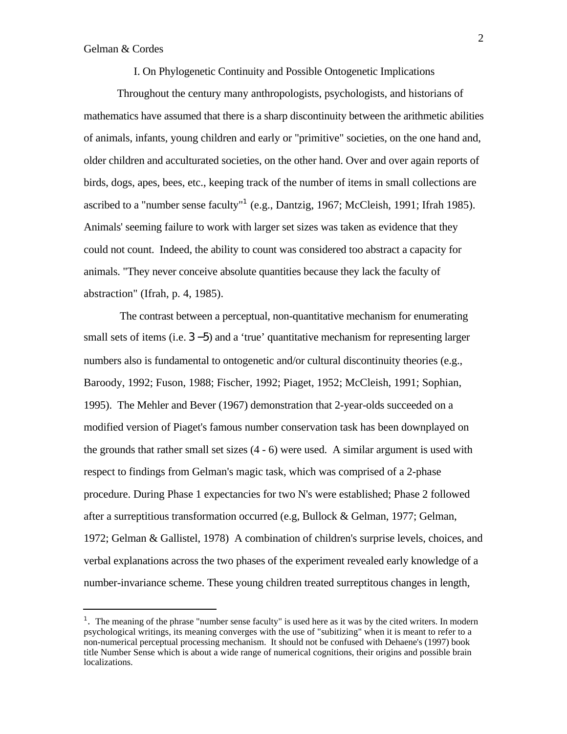## I. On Phylogenetic Continuity and Possible Ontogenetic Implications

Throughout the century many anthropologists, psychologists, and historians of mathematics have assumed that there is a sharp discontinuity between the arithmetic abilities of animals, infants, young children and early or "primitive" societies, on the one hand and, older children and acculturated societies, on the other hand. Over and over again reports of birds, dogs, apes, bees, etc., keeping track of the number of items in small collections are ascribed to a "number sense faculty"[1] (e.g., Dantzig, 1967; McCleish, 1991; Ifrah 1985). Animals' seeming failure to work with larger set sizes was taken as evidence that they could not count. Indeed, the ability to count was considered too abstract a capacity for animals. "They never conceive absolute quantities because they lack the faculty of abstraction" (Ifrah, p. 4, 1985).

The contrast between a perceptual, non-quantitative mechanism for enumerating small sets of items (i.e. $3-5$) and a 'true' quantitative mechanism for representing larger numbers also is fundamental to ontogenetic and/or cultural discontinuity theories (e.g., Baroody, 1992; Fuson, 1988; Fischer, 1992; Piaget, 1952; McCleish, 1991; Sophian, 1995). The Mehler and Bever (1967) demonstration that 2-year-olds succeeded on a modified version of Piaget's famous number conservation task has been downplayed on the grounds that rather small set sizes (4 - 6) were used. A similar argument is used with respect to findings from Gelman's magic task, which was comprised of a 2-phase procedure. During Phase 1 expectancies for two N's were established; Phase 2 followed after a surreptitious transformation occurred (e.g, Bullock & Gelman, 1977; Gelman, 1972; Gelman & Gallistel, 1978) A combination of children's surprise levels, choices, and verbal explanations across the two phases of the experiment revealed early knowledge of a number-invariance scheme. These young children treated surreptitous changes in length,

---

[1]. The meaning of the phrase "number sense faculty" is used here as it was by the cited writers. In modern psychological writings, its meaning converges with the use of "subitizing" when it is meant to refer to a non-numerical perceptual processing mechanism. It should not be confused with Dehaene's (1997) book title Number Sense which is about a wide range of numerical cognitions, their origins and possible brain localizations.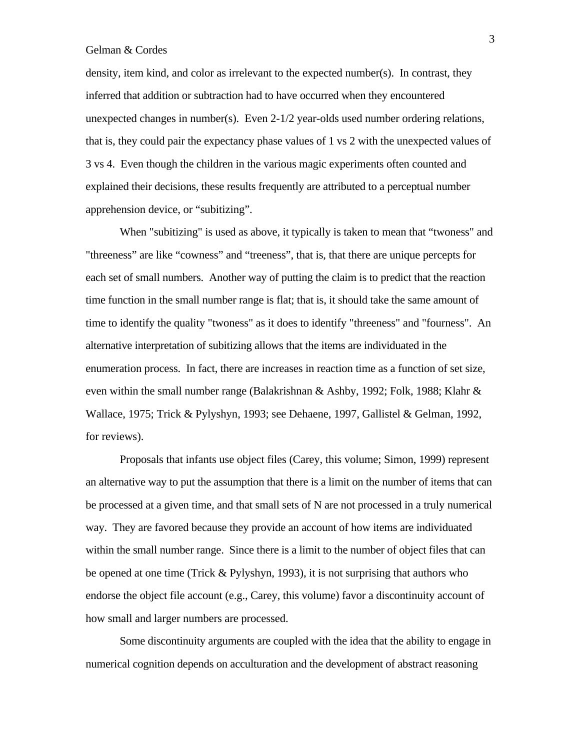density, item kind, and color as irrelevant to the expected number(s). In contrast, they inferred that addition or subtraction had to have occurred when they encountered unexpected changes in number(s). Even 2-1/2 year-olds used number ordering relations, that is, they could pair the expectancy phase values of 1 vs 2 with the unexpected values of 3 vs 4. Even though the children in the various magic experiments often counted and explained their decisions, these results frequently are attributed to a perceptual number apprehension device, or "subitizing".

When "subitizing" is used as above, it typically is taken to mean that "twoness" and "threeness" are like "cowness" and "treeness", that is, that there are unique percepts for each set of small numbers. Another way of putting the claim is to predict that the reaction time function in the small number range is flat; that is, it should take the same amount of time to identify the quality "twoness" as it does to identify "threeness" and "fourness". An alternative interpretation of subitizing allows that the items are individuated in the enumeration process. In fact, there are increases in reaction time as a function of set size, even within the small number range (Balakrishnan & Ashby, 1992; Folk, 1988; Klahr & Wallace, 1975; Trick & Pylyshyn, 1993; see Dehaene, 1997, Gallistel & Gelman, 1992, for reviews).

Proposals that infants use object files (Carey, this volume; Simon, 1999) represent an alternative way to put the assumption that there is a limit on the number of items that can be processed at a given time, and that small sets of N are not processed in a truly numerical way. They are favored because they provide an account of how items are individuated within the small number range. Since there is a limit to the number of object files that can be opened at one time (Trick & Pylyshyn, 1993), it is not surprising that authors who endorse the object file account (e.g., Carey, this volume) favor a discontinuity account of how small and larger numbers are processed.

Some discontinuity arguments are coupled with the idea that the ability to engage in numerical cognition depends on acculturation and the development of abstract reasoning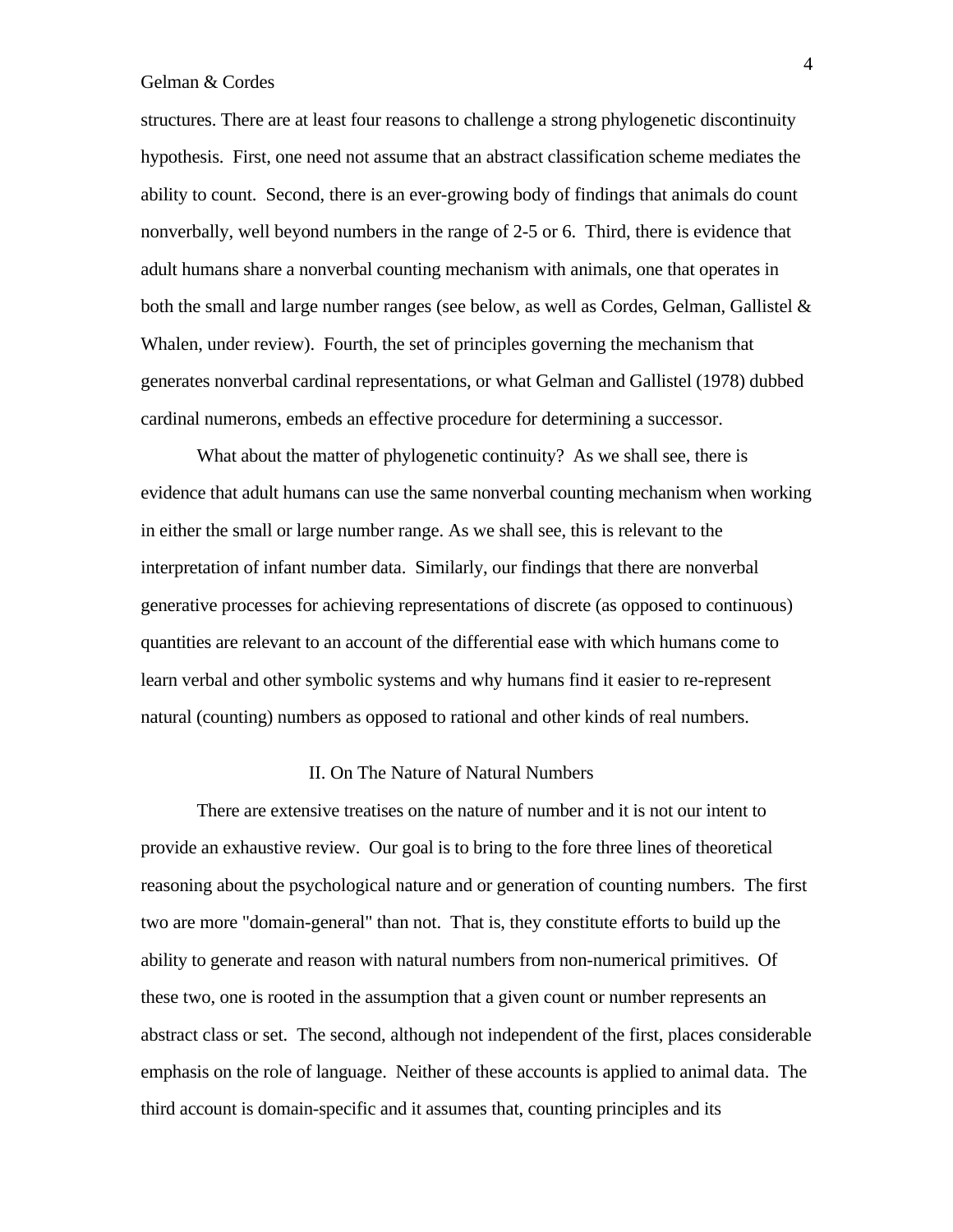structures. There are at least four reasons to challenge a strong phylogenetic discontinuity hypothesis. First, one need not assume that an abstract classification scheme mediates the ability to count. Second, there is an ever-growing body of findings that animals do count nonverbally, well beyond numbers in the range of 2-5 or 6. Third, there is evidence that adult humans share a nonverbal counting mechanism with animals, one that operates in both the small and large number ranges (see below, as well as Cordes, Gelman, Gallistel & Whalen, under review). Fourth, the set of principles governing the mechanism that generates nonverbal cardinal representations, or what Gelman and Gallistel (1978) dubbed cardinal numerons, embeds an effective procedure for determining a successor.

What about the matter of phylogenetic continuity? As we shall see, there is evidence that adult humans can use the same nonverbal counting mechanism when working in either the small or large number range. As we shall see, this is relevant to the interpretation of infant number data. Similarly, our findings that there are nonverbal generative processes for achieving representations of discrete (as opposed to continuous) quantities are relevant to an account of the differential ease with which humans come to learn verbal and other symbolic systems and why humans find it easier to re-represent natural (counting) numbers as opposed to rational and other kinds of real numbers.

## II. On The Nature of Natural Numbers

There are extensive treatises on the nature of number and it is not our intent to provide an exhaustive review. Our goal is to bring to the fore three lines of theoretical reasoning about the psychological nature and or generation of counting numbers. The first two are more "domain-general" than not. That is, they constitute efforts to build up the ability to generate and reason with natural numbers from non-numerical primitives. Of these two, one is rooted in the assumption that a given count or number represents an abstract class or set. The second, although not independent of the first, places considerable emphasis on the role of language. Neither of these accounts is applied to animal data. The third account is domain-specific and it assumes that, counting principles and its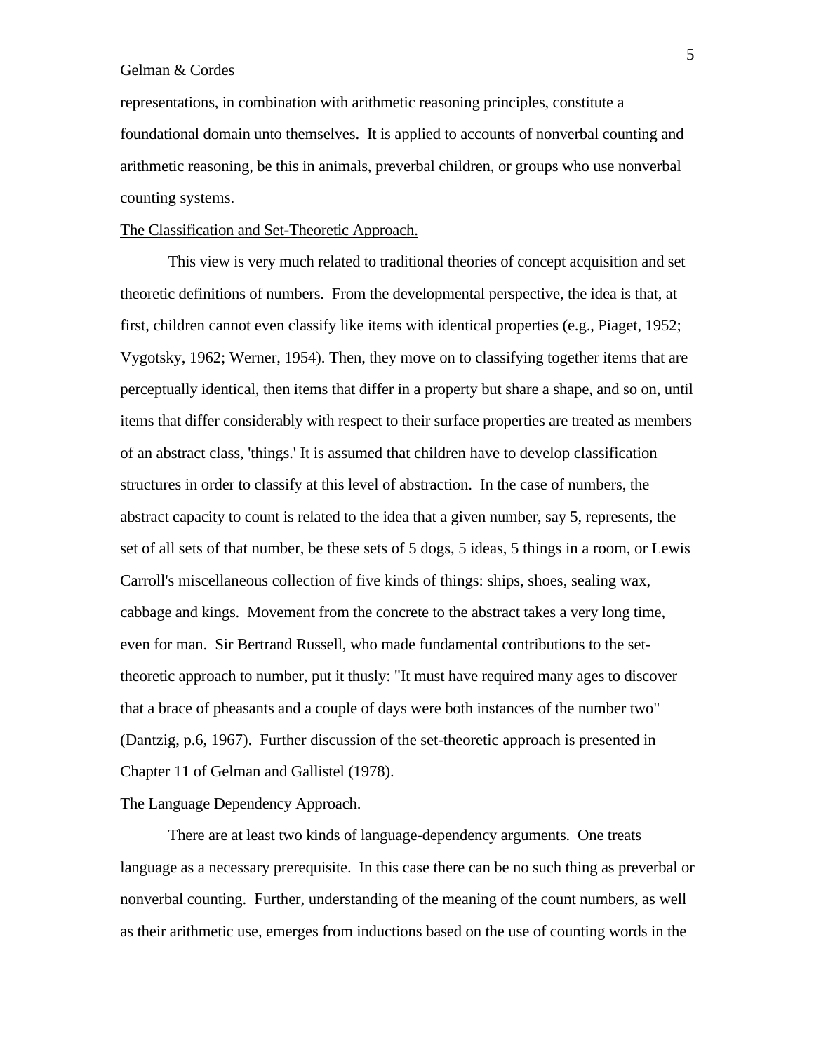representations, in combination with arithmetic reasoning principles, constitute a foundational domain unto themselves. It is applied to accounts of nonverbal counting and arithmetic reasoning, be this in animals, preverbal children, or groups who use nonverbal counting systems.

<u>The Classification and Set-Theoretic Approach.</u>

This view is very much related to traditional theories of concept acquisition and set theoretic definitions of numbers. From the developmental perspective, the idea is that, at first, children cannot even classify like items with identical properties (e.g., Piaget, 1952; Vygotsky, 1962; Werner, 1954). Then, they move on to classifying together items that are perceptually identical, then items that differ in a property but share a shape, and so on, until items that differ considerably with respect to their surface properties are treated as members of an abstract class, 'things.' It is assumed that children have to develop classification structures in order to classify at this level of abstraction. In the case of numbers, the abstract capacity to count is related to the idea that a given number, say 5, represents, the set of all sets of that number, be these sets of 5 dogs, 5 ideas, 5 things in a room, or Lewis Carroll's miscellaneous collection of five kinds of things: ships, shoes, sealing wax, cabbage and kings. Movement from the concrete to the abstract takes a very long time, even for man. Sir Bertrand Russell, who made fundamental contributions to the set-theoretic approach to number, put it thusly: "It must have required many ages to discover that a brace of pheasants and a couple of days were both instances of the number two" (Dantzig, p.6, 1967). Further discussion of the set-theoretic approach is presented in Chapter 11 of Gelman and Gallistel (1978).

<u>The Language Dependency Approach.</u>

There are at least two kinds of language-dependency arguments. One treats language as a necessary prerequisite. In this case there can be no such thing as preverbal or nonverbal counting. Further, understanding of the meaning of the count numbers, as well as their arithmetic use, emerges from inductions based on the use of counting words in the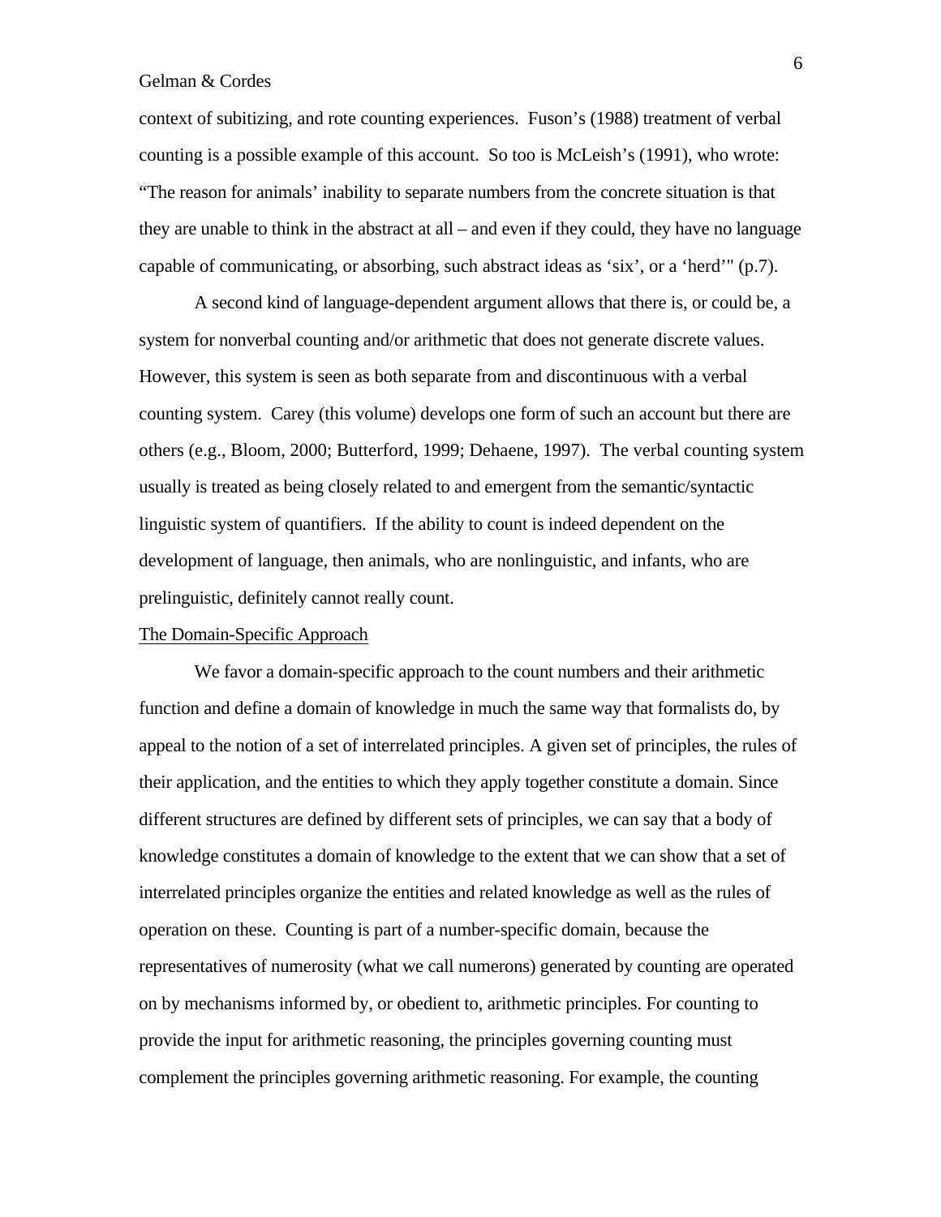context of subitizing, and rote counting experiences. Fuson's (1988) treatment of verbal counting is a possible example of this account. So too is McLeish's (1991), who wrote: "The reason for animals' inability to separate numbers from the concrete situation is that they are unable to think in the abstract at all – and even if they could, they have no language capable of communicating, or absorbing, such abstract ideas as 'six', or a 'herd'" (p.7).

A second kind of language-dependent argument allows that there is, or could be, a system for nonverbal counting and/or arithmetic that does not generate discrete values. However, this system is seen as both separate from and discontinuous with a verbal counting system. Carey (this volume) develops one form of such an account but there are others (e.g., Bloom, 2000; Butterford, 1999; Dehaene, 1997). The verbal counting system usually is treated as being closely related to and emergent from the semantic/syntactic linguistic system of quantifiers. If the ability to count is indeed dependent on the development of language, then animals, who are nonlinguistic, and infants, who are prelinguistic, definitely cannot really count.

## The Domain-Specific Approach

We favor a domain-specific approach to the count numbers and their arithmetic function and define a domain of knowledge in much the same way that formalists do, by appeal to the notion of a set of interrelated principles. A given set of principles, the rules of their application, and the entities to which they apply together constitute a domain. Since different structures are defined by different sets of principles, we can say that a body of knowledge constitutes a domain of knowledge to the extent that we can show that a set of interrelated principles organize the entities and related knowledge as well as the rules of operation on these. Counting is part of a number-specific domain, because the representatives of numerosity (what we call numerons) generated by counting are operated on by mechanisms informed by, or obedient to, arithmetic principles. For counting to provide the input for arithmetic reasoning, the principles governing counting must complement the principles governing arithmetic reasoning. For example, the counting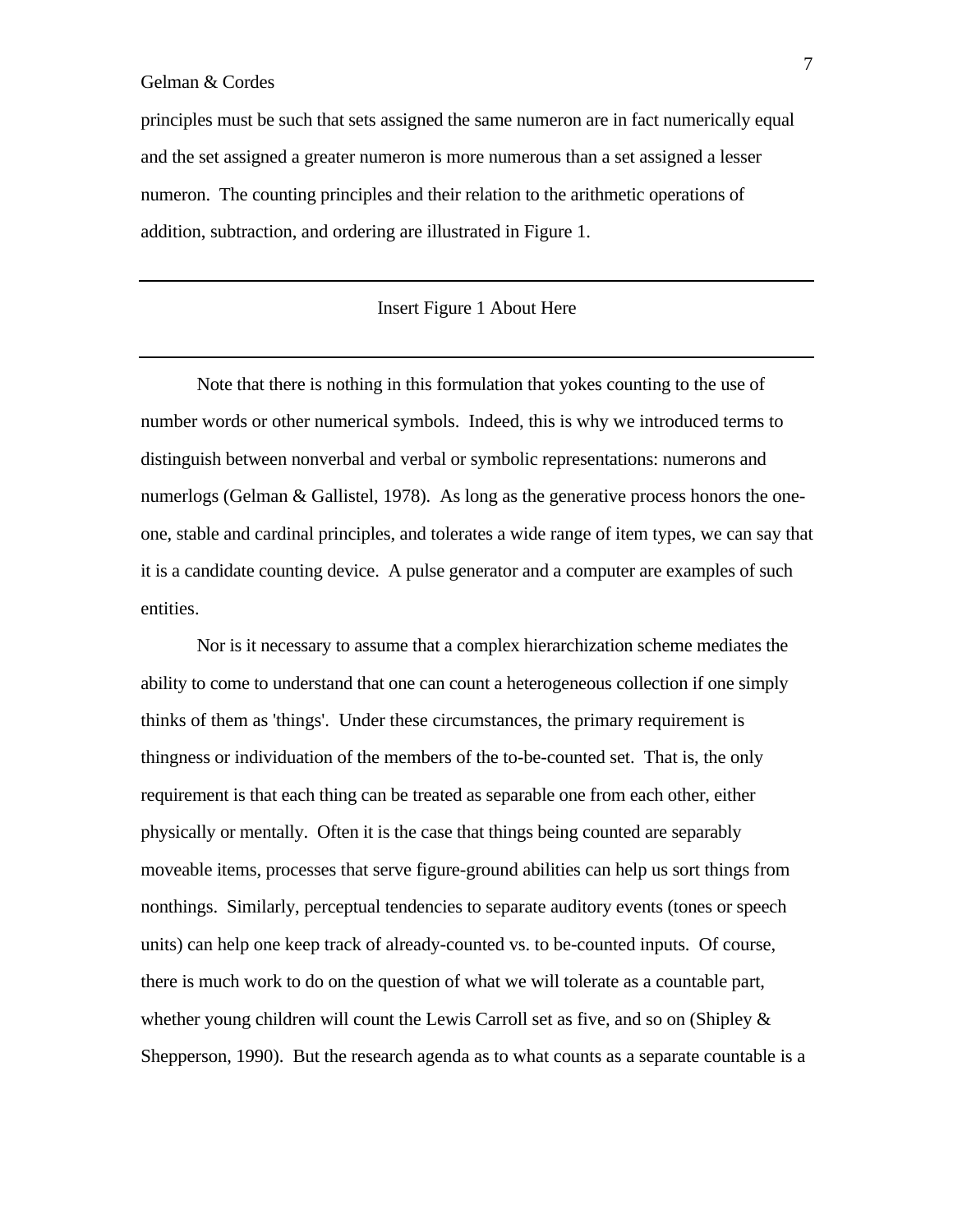principles must be such that sets assigned the same numeron are in fact numerically equal and the set assigned a greater numeron is more numerous than a set assigned a lesser numeron. The counting principles and their relation to the arithmetic operations of addition, subtraction, and ordering are illustrated in Figure 1.

---

Insert Figure 1 About Here

---

Note that there is nothing in this formulation that yokes counting to the use of number words or other numerical symbols. Indeed, this is why we introduced terms to distinguish between nonverbal and verbal or symbolic representations: numerons and numerlogs (Gelman & Gallistel, 1978). As long as the generative process honors the one-one, stable and cardinal principles, and tolerates a wide range of item types, we can say that it is a candidate counting device. A pulse generator and a computer are examples of such entities.

Nor is it necessary to assume that a complex hierarchization scheme mediates the ability to come to understand that one can count a heterogeneous collection if one simply thinks of them as 'things'. Under these circumstances, the primary requirement is thingness or individuation of the members of the to-be-counted set. That is, the only requirement is that each thing can be treated as separable one from each other, either physically or mentally. Often it is the case that things being counted are separably moveable items, processes that serve figure-ground abilities can help us sort things from nonthings. Similarly, perceptual tendencies to separate auditory events (tones or speech units) can help one keep track of already-counted vs. to be-counted inputs. Of course, there is much work to do on the question of what we will tolerate as a countable part, whether young children will count the Lewis Carroll set as five, and so on (Shipley & Shepperson, 1990). But the research agenda as to what counts as a separate countable is a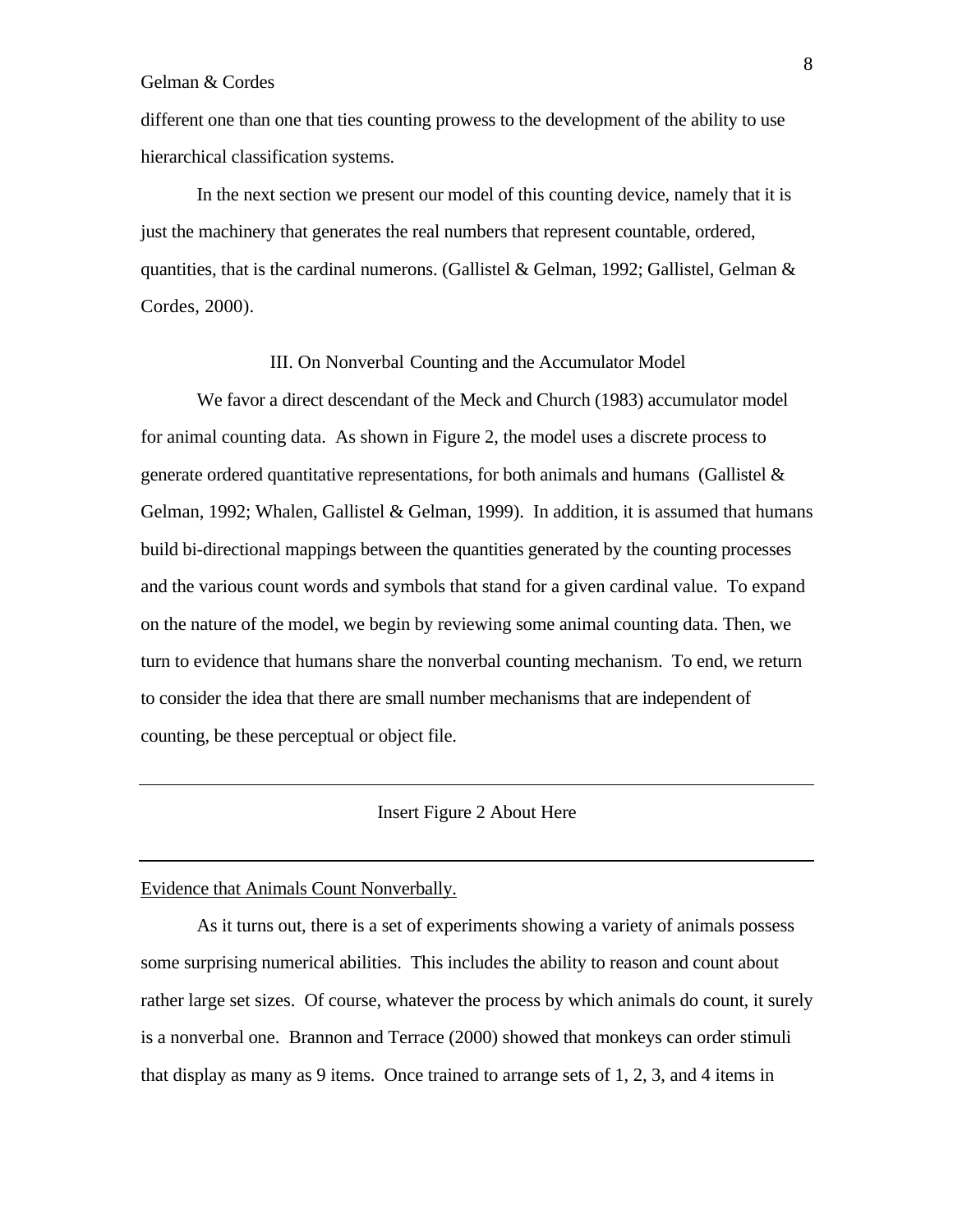different one than one that ties counting prowess to the development of the ability to use hierarchical classification systems.

In the next section we present our model of this counting device, namely that it is just the machinery that generates the real numbers that represent countable, ordered, quantities, that is the cardinal numerons. (Gallistel & Gelman, 1992; Gallistel, Gelman & Cordes, 2000).

## III. On Nonverbal Counting and the Accumulator Model

We favor a direct descendant of the Meck and Church (1983) accumulator model for animal counting data. As shown in Figure 2, the model uses a discrete process to generate ordered quantitative representations, for both animals and humans (Gallistel & Gelman, 1992; Whalen, Gallistel & Gelman, 1999). In addition, it is assumed that humans build bi-directional mappings between the quantities generated by the counting processes and the various count words and symbols that stand for a given cardinal value. To expand on the nature of the model, we begin by reviewing some animal counting data. Then, we turn to evidence that humans share the nonverbal counting mechanism. To end, we return to consider the idea that there are small number mechanisms that are independent of counting, be these perceptual or object file.

---

Insert Figure 2 About Here

---

### Evidence that Animals Count Nonverbally.

As it turns out, there is a set of experiments showing a variety of animals possess some surprising numerical abilities. This includes the ability to reason and count about rather large set sizes. Of course, whatever the process by which animals do count, it surely is a nonverbal one. Brannon and Terrace (2000) showed that monkeys can order stimuli that display as many as 9 items. Once trained to arrange sets of 1, 2, 3, and 4 items in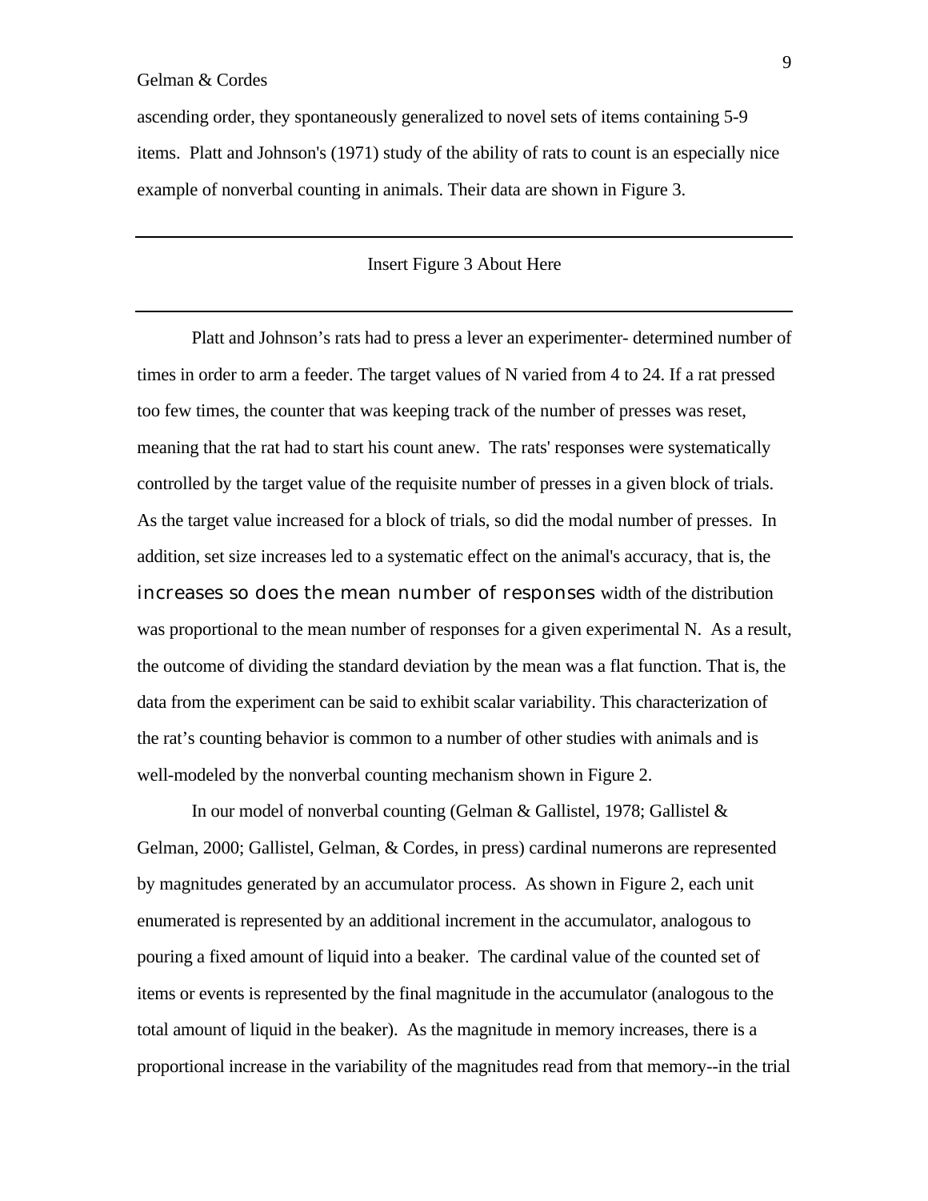ascending order, they spontaneously generalized to novel sets of items containing 5-9 items. Platt and Johnson's (1971) study of the ability of rats to count is an especially nice example of nonverbal counting in animals. Their data are shown in Figure 3.

---

Insert Figure 3 About Here

---

Platt and Johnson's rats had to press a lever an experimenter- determined number of times in order to arm a feeder. The target values of N varied from 4 to 24. If a rat pressed too few times, the counter that was keeping track of the number of presses was reset, meaning that the rat had to start his count anew. The rats' responses were systematically controlled by the target value of the requisite number of presses in a given block of trials. As the target value increased for a block of trials, so did the modal number of presses. In addition, set size increases led to a systematic effect on the animal's accuracy, that is, the increases so does the mean number of responses width of the distribution was proportional to the mean number of responses for a given experimental N. As a result, the outcome of dividing the standard deviation by the mean was a flat function. That is, the data from the experiment can be said to exhibit scalar variability. This characterization of the rat's counting behavior is common to a number of other studies with animals and is well-modeled by the nonverbal counting mechanism shown in Figure 2.

In our model of nonverbal counting (Gelman & Gallistel, 1978; Gallistel & Gelman, 2000; Gallistel, Gelman, & Cordes, in press) cardinal numerons are represented by magnitudes generated by an accumulator process. As shown in Figure 2, each unit enumerated is represented by an additional increment in the accumulator, analogous to pouring a fixed amount of liquid into a beaker. The cardinal value of the counted set of items or events is represented by the final magnitude in the accumulator (analogous to the total amount of liquid in the beaker). As the magnitude in memory increases, there is a proportional increase in the variability of the magnitudes read from that memory--in the trial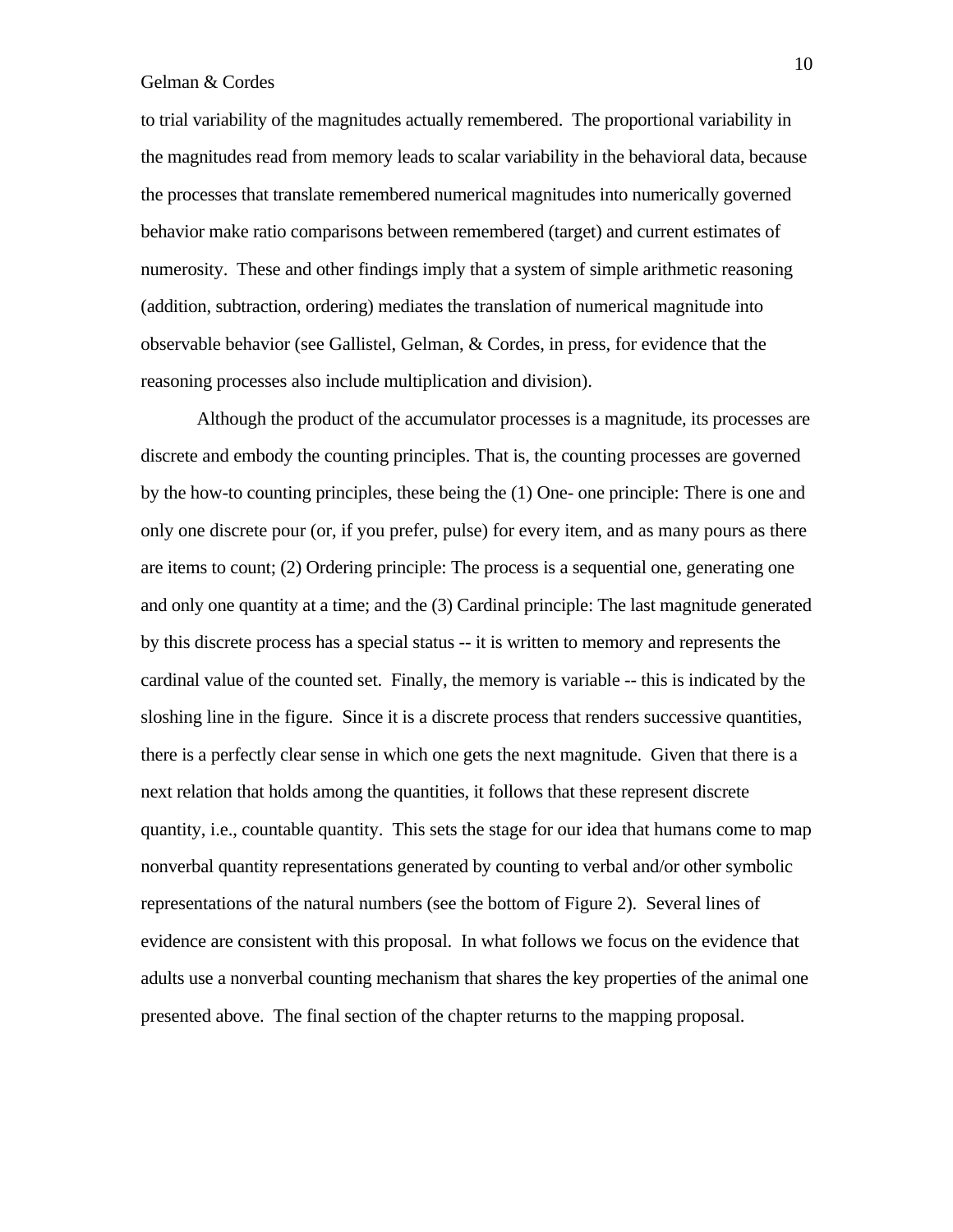to trial variability of the magnitudes actually remembered. The proportional variability in the magnitudes read from memory leads to scalar variability in the behavioral data, because the processes that translate remembered numerical magnitudes into numerically governed behavior make ratio comparisons between remembered (target) and current estimates of numerosity. These and other findings imply that a system of simple arithmetic reasoning (addition, subtraction, ordering) mediates the translation of numerical magnitude into observable behavior (see Gallistel, Gelman, & Cordes, in press, for evidence that the reasoning processes also include multiplication and division).

Although the product of the accumulator processes is a magnitude, its processes are discrete and embody the counting principles. That is, the counting processes are governed by the how-to counting principles, these being the (1) One- one principle: There is one and only one discrete pour (or, if you prefer, pulse) for every item, and as many pours as there are items to count; (2) Ordering principle: The process is a sequential one, generating one and only one quantity at a time; and the (3) Cardinal principle: The last magnitude generated by this discrete process has a special status -- it is written to memory and represents the cardinal value of the counted set. Finally, the memory is variable -- this is indicated by the sloshing line in the figure. Since it is a discrete process that renders successive quantities, there is a perfectly clear sense in which one gets the next magnitude. Given that there is a next relation that holds among the quantities, it follows that these represent discrete quantity, i.e., countable quantity. This sets the stage for our idea that humans come to map nonverbal quantity representations generated by counting to verbal and/or other symbolic representations of the natural numbers (see the bottom of Figure 2). Several lines of evidence are consistent with this proposal. In what follows we focus on the evidence that adults use a nonverbal counting mechanism that shares the key properties of the animal one presented above. The final section of the chapter returns to the mapping proposal.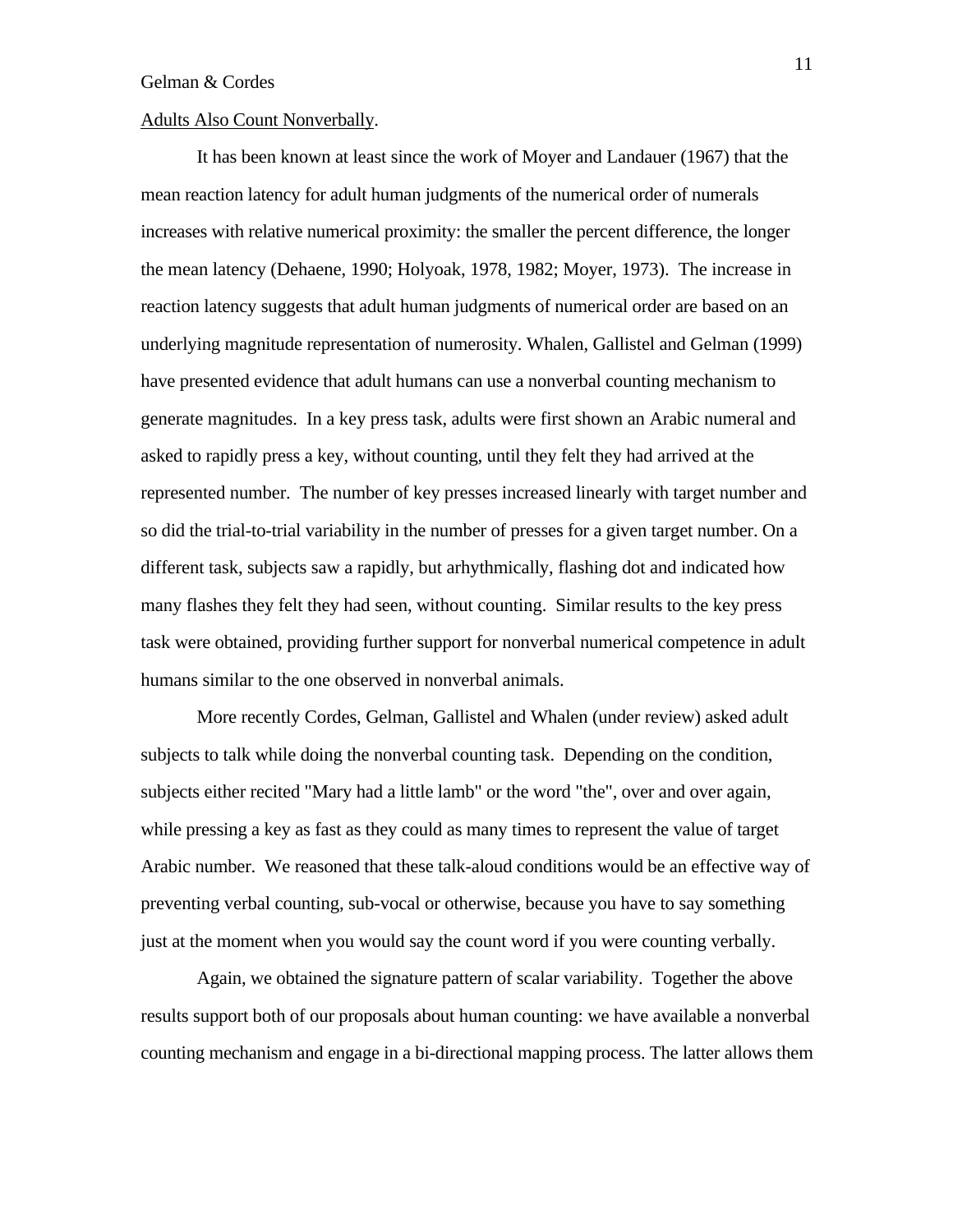<u>Adults Also Count Nonverbally</u>.

It has been known at least since the work of Moyer and Landauer (1967) that the mean reaction latency for adult human judgments of the numerical order of numerals increases with relative numerical proximity: the smaller the percent difference, the longer the mean latency (Dehaene, 1990; Holyoak, 1978, 1982; Moyer, 1973). The increase in reaction latency suggests that adult human judgments of numerical order are based on an underlying magnitude representation of numerosity. Whalen, Gallistel and Gelman (1999) have presented evidence that adult humans can use a nonverbal counting mechanism to generate magnitudes. In a key press task, adults were first shown an Arabic numeral and asked to rapidly press a key, without counting, until they felt they had arrived at the represented number. The number of key presses increased linearly with target number and so did the trial-to-trial variability in the number of presses for a given target number. On a different task, subjects saw a rapidly, but arhythmically, flashing dot and indicated how many flashes they felt they had seen, without counting. Similar results to the key press task were obtained, providing further support for nonverbal numerical competence in adult humans similar to the one observed in nonverbal animals.

More recently Cordes, Gelman, Gallistel and Whalen (under review) asked adult subjects to talk while doing the nonverbal counting task. Depending on the condition, subjects either recited "Mary had a little lamb" or the word "the", over and over again, while pressing a key as fast as they could as many times to represent the value of target Arabic number. We reasoned that these talk-aloud conditions would be an effective way of preventing verbal counting, sub-vocal or otherwise, because you have to say something just at the moment when you would say the count word if you were counting verbally.

Again, we obtained the signature pattern of scalar variability. Together the above results support both of our proposals about human counting: we have available a nonverbal counting mechanism and engage in a bi-directional mapping process. The latter allows them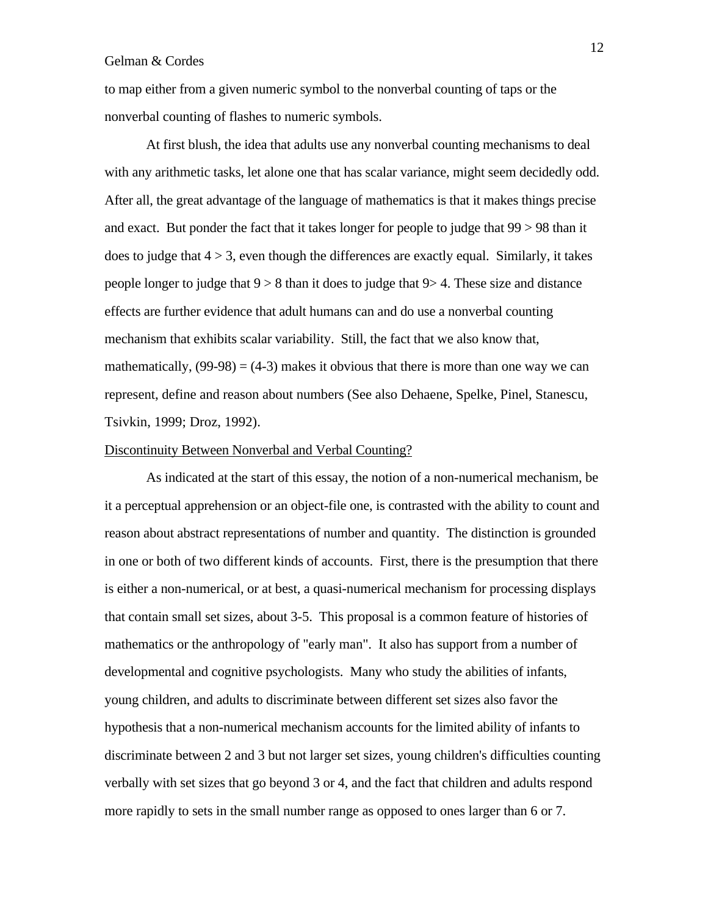to map either from a given numeric symbol to the nonverbal counting of taps or the nonverbal counting of flashes to numeric symbols.

At first blush, the idea that adults use any nonverbal counting mechanisms to deal with any arithmetic tasks, let alone one that has scalar variance, might seem decidedly odd. After all, the great advantage of the language of mathematics is that it makes things precise and exact. But ponder the fact that it takes longer for people to judge that $99 > 98$ than it does to judge that $4 > 3$, even though the differences are exactly equal. Similarly, it takes people longer to judge that $9 > 8$ than it does to judge that $9 > 4$. These size and distance effects are further evidence that adult humans can and do use a nonverbal counting mechanism that exhibits scalar variability. Still, the fact that we also know that, mathematically, $(99-98) = (4-3)$ makes it obvious that there is more than one way we can represent, define and reason about numbers (See also Dehaene, Spelke, Pinel, Stanescu, Tsivkin, 1999; Droz, 1992).

<u>Discontinuity Between Nonverbal and Verbal Counting?</u>

As indicated at the start of this essay, the notion of a non-numerical mechanism, be it a perceptual apprehension or an object-file one, is contrasted with the ability to count and reason about abstract representations of number and quantity. The distinction is grounded in one or both of two different kinds of accounts. First, there is the presumption that there is either a non-numerical, or at best, a quasi-numerical mechanism for processing displays that contain small set sizes, about 3-5. This proposal is a common feature of histories of mathematics or the anthropology of "early man". It also has support from a number of developmental and cognitive psychologists. Many who study the abilities of infants, young children, and adults to discriminate between different set sizes also favor the hypothesis that a non-numerical mechanism accounts for the limited ability of infants to discriminate between 2 and 3 but not larger set sizes, young children's difficulties counting verbally with set sizes that go beyond 3 or 4, and the fact that children and adults respond more rapidly to sets in the small number range as opposed to ones larger than 6 or 7.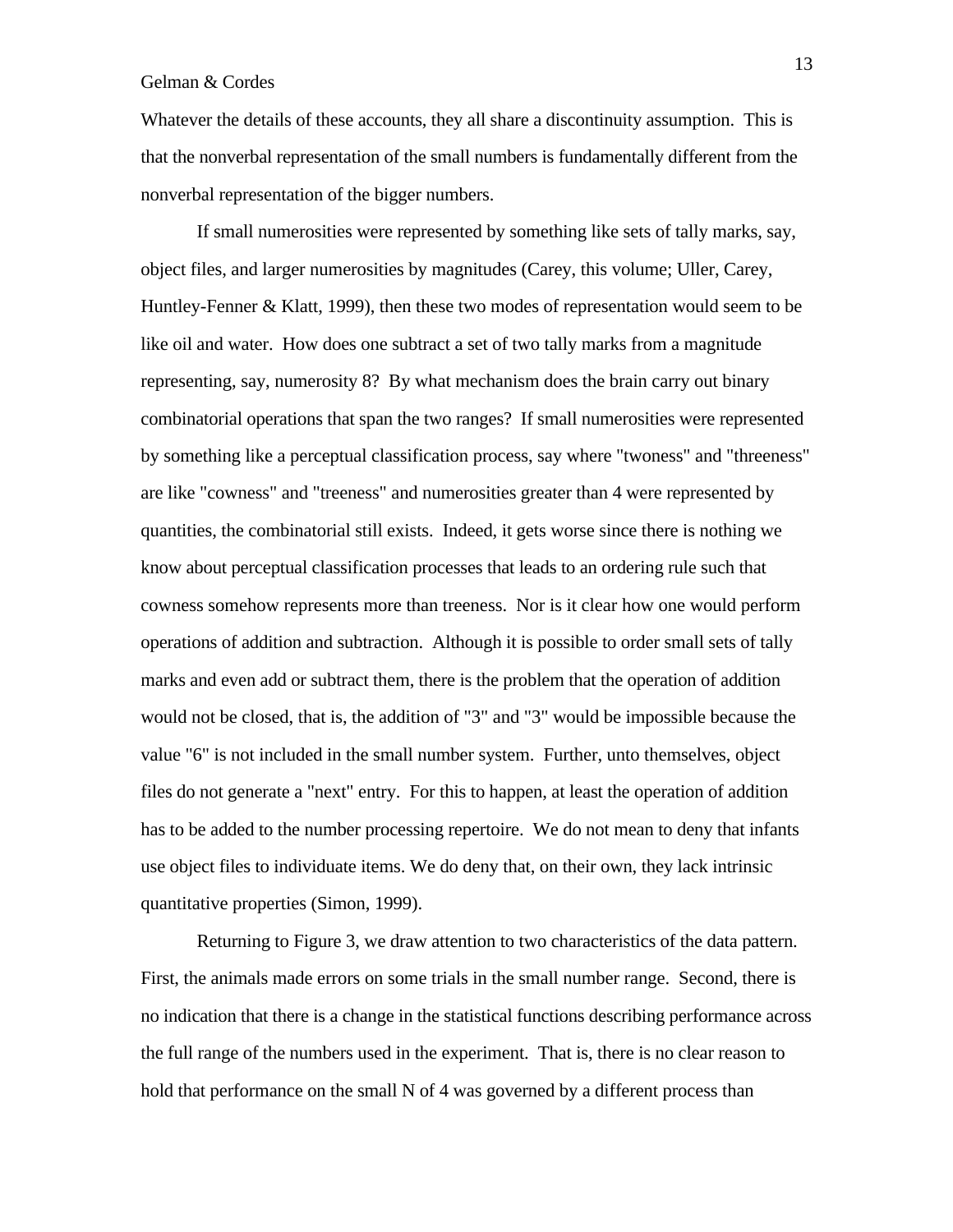Whatever the details of these accounts, they all share a discontinuity assumption. This is that the nonverbal representation of the small numbers is fundamentally different from the nonverbal representation of the bigger numbers.

If small numerosities were represented by something like sets of tally marks, say, object files, and larger numerosities by magnitudes (Carey, this volume; Uller, Carey, Huntley-Fenner & Klatt, 1999), then these two modes of representation would seem to be like oil and water. How does one subtract a set of two tally marks from a magnitude representing, say, numerosity 8? By what mechanism does the brain carry out binary combinatorial operations that span the two ranges? If small numerosities were represented by something like a perceptual classification process, say where "twoness" and "threeness" are like "cowness" and "treeness" and numerosities greater than 4 were represented by quantities, the combinatorial still exists. Indeed, it gets worse since there is nothing we know about perceptual classification processes that leads to an ordering rule such that cowness somehow represents more than treeness. Nor is it clear how one would perform operations of addition and subtraction. Although it is possible to order small sets of tally marks and even add or subtract them, there is the problem that the operation of addition would not be closed, that is, the addition of "3" and "3" would be impossible because the value "6" is not included in the small number system. Further, unto themselves, object files do not generate a "next" entry. For this to happen, at least the operation of addition has to be added to the number processing repertoire. We do not mean to deny that infants use object files to individuate items. We do deny that, on their own, they lack intrinsic quantitative properties (Simon, 1999).

Returning to Figure 3, we draw attention to two characteristics of the data pattern. First, the animals made errors on some trials in the small number range. Second, there is no indication that there is a change in the statistical functions describing performance across the full range of the numbers used in the experiment. That is, there is no clear reason to hold that performance on the small N of 4 was governed by a different process than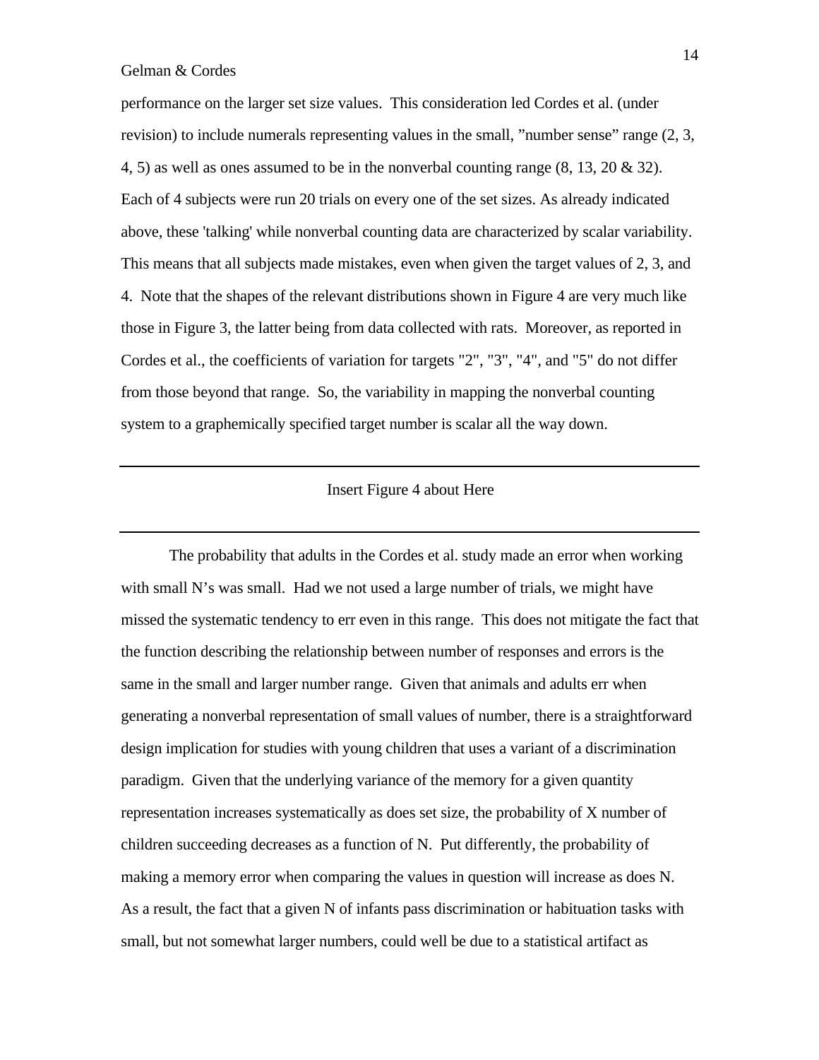performance on the larger set size values. This consideration led Cordes et al. (under revision) to include numerals representing values in the small, "number sense" range (2, 3, 4, 5) as well as ones assumed to be in the nonverbal counting range (8, 13, 20 & 32). Each of 4 subjects were run 20 trials on every one of the set sizes. As already indicated above, these 'talking' while nonverbal counting data are characterized by scalar variability. This means that all subjects made mistakes, even when given the target values of 2, 3, and 4. Note that the shapes of the relevant distributions shown in Figure 4 are very much like those in Figure 3, the latter being from data collected with rats. Moreover, as reported in Cordes et al., the coefficients of variation for targets "2", "3", "4", and "5" do not differ from those beyond that range. So, the variability in mapping the nonverbal counting system to a graphemically specified target number is scalar all the way down.

---

Insert Figure 4 about Here

---

The probability that adults in the Cordes et al. study made an error when working with small N's was small. Had we not used a large number of trials, we might have missed the systematic tendency to err even in this range. This does not mitigate the fact that the function describing the relationship between number of responses and errors is the same in the small and larger number range. Given that animals and adults err when generating a nonverbal representation of small values of number, there is a straightforward design implication for studies with young children that uses a variant of a discrimination paradigm. Given that the underlying variance of the memory for a given quantity representation increases systematically as does set size, the probability of X number of children succeeding decreases as a function of N. Put differently, the probability of making a memory error when comparing the values in question will increase as does N. As a result, the fact that a given N of infants pass discrimination or habituation tasks with small, but not somewhat larger numbers, could well be due to a statistical artifact as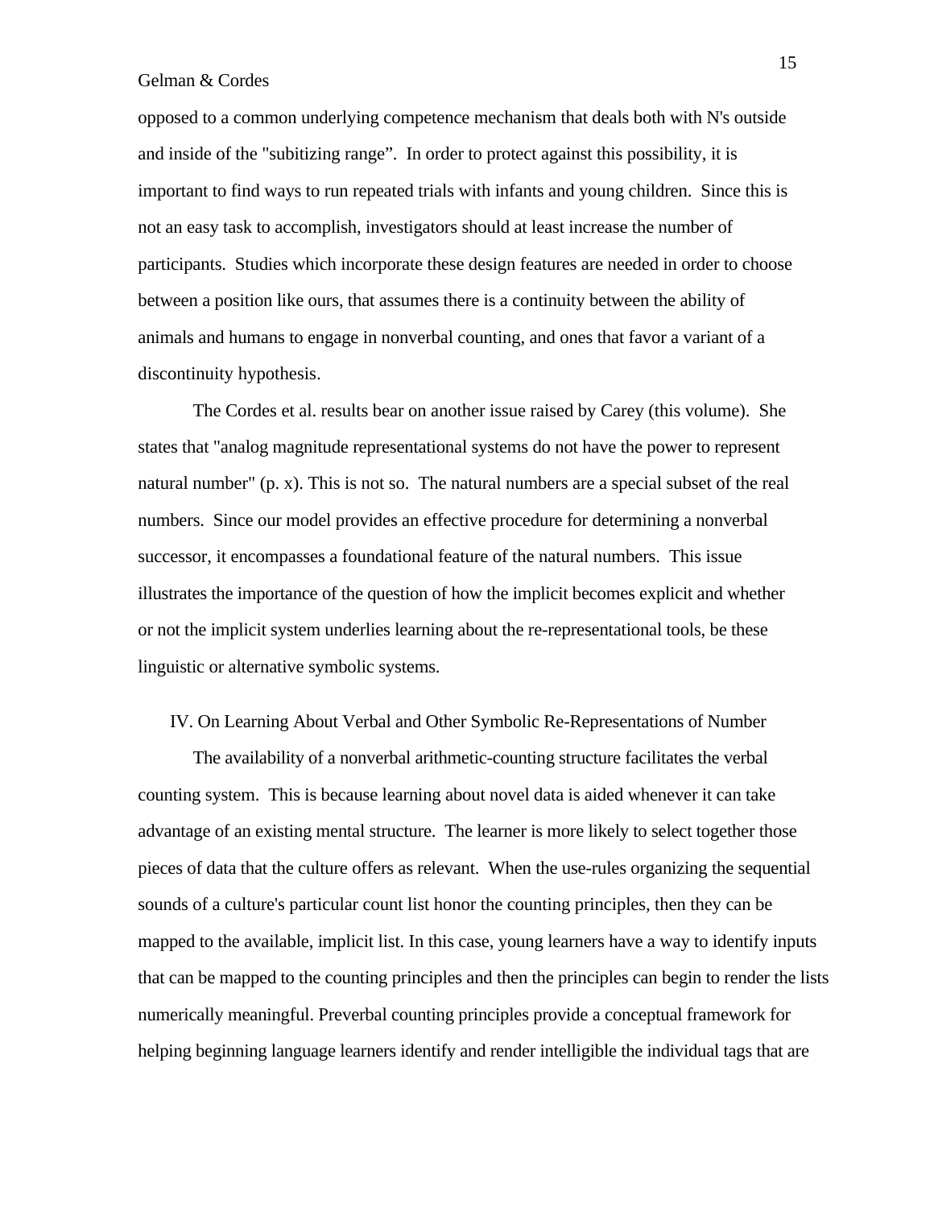opposed to a common underlying competence mechanism that deals both with N's outside and inside of the "subitizing range". In order to protect against this possibility, it is important to find ways to run repeated trials with infants and young children. Since this is not an easy task to accomplish, investigators should at least increase the number of participants. Studies which incorporate these design features are needed in order to choose between a position like ours, that assumes there is a continuity between the ability of animals and humans to engage in nonverbal counting, and ones that favor a variant of a discontinuity hypothesis.

The Cordes et al. results bear on another issue raised by Carey (this volume). She states that "analog magnitude representational systems do not have the power to represent natural number" (p. x). This is not so. The natural numbers are a special subset of the real numbers. Since our model provides an effective procedure for determining a nonverbal successor, it encompasses a foundational feature of the natural numbers. This issue illustrates the importance of the question of how the implicit becomes explicit and whether or not the implicit system underlies learning about the re-representational tools, be these linguistic or alternative symbolic systems.

## IV. On Learning About Verbal and Other Symbolic Re-Representations of Number

The availability of a nonverbal arithmetic-counting structure facilitates the verbal counting system. This is because learning about novel data is aided whenever it can take advantage of an existing mental structure. The learner is more likely to select together those pieces of data that the culture offers as relevant. When the use-rules organizing the sequential sounds of a culture's particular count list honor the counting principles, then they can be mapped to the available, implicit list. In this case, young learners have a way to identify inputs that can be mapped to the counting principles and then the principles can begin to render the lists numerically meaningful. Preverbal counting principles provide a conceptual framework for helping beginning language learners identify and render intelligible the individual tags that are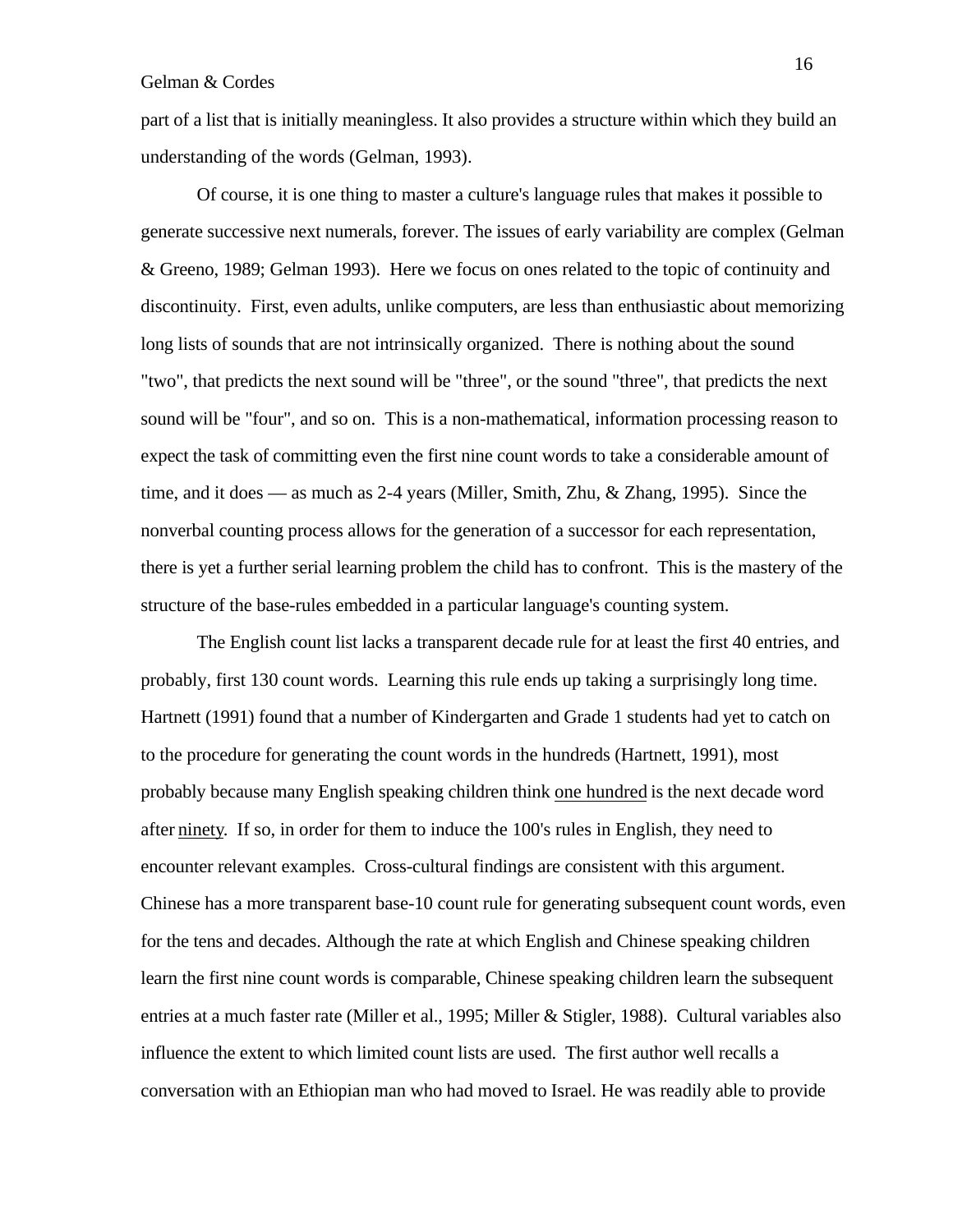part of a list that is initially meaningless. It also provides a structure within which they build an understanding of the words (Gelman, 1993).

Of course, it is one thing to master a culture's language rules that makes it possible to generate successive next numerals, forever. The issues of early variability are complex (Gelman & Greeno, 1989; Gelman 1993). Here we focus on ones related to the topic of continuity and discontinuity. First, even adults, unlike computers, are less than enthusiastic about memorizing long lists of sounds that are not intrinsically organized. There is nothing about the sound "two", that predicts the next sound will be "three", or the sound "three", that predicts the next sound will be "four", and so on. This is a non-mathematical, information processing reason to expect the task of committing even the first nine count words to take a considerable amount of time, and it does — as much as 2-4 years (Miller, Smith, Zhu, & Zhang, 1995). Since the nonverbal counting process allows for the generation of a successor for each representation, there is yet a further serial learning problem the child has to confront. This is the mastery of the structure of the base-rules embedded in a particular language's counting system.

The English count list lacks a transparent decade rule for at least the first 40 entries, and probably, first 130 count words. Learning this rule ends up taking a surprisingly long time. Hartnett (1991) found that a number of Kindergarten and Grade 1 students had yet to catch on to the procedure for generating the count words in the hundreds (Hartnett, 1991), most probably because many English speaking children think <u>one hundred</u> is the next decade word after <u>ninety</u>. If so, in order for them to induce the 100's rules in English, they need to encounter relevant examples. Cross-cultural findings are consistent with this argument. Chinese has a more transparent base-10 count rule for generating subsequent count words, even for the tens and decades. Although the rate at which English and Chinese speaking children learn the first nine count words is comparable, Chinese speaking children learn the subsequent entries at a much faster rate (Miller et al., 1995; Miller & Stigler, 1988). Cultural variables also influence the extent to which limited count lists are used. The first author well recalls a conversation with an Ethiopian man who had moved to Israel. He was readily able to provide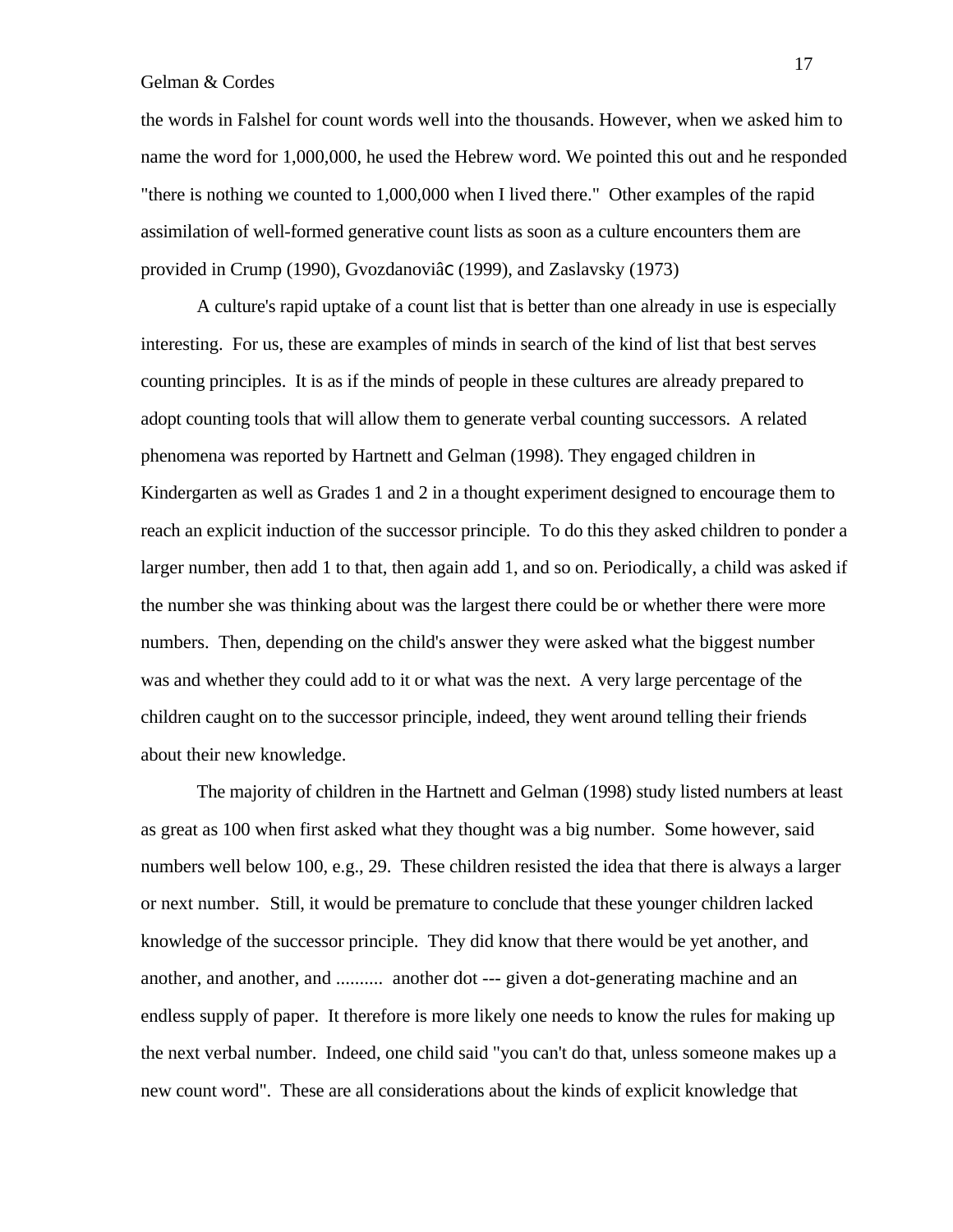the words in Falshel for count words well into the thousands. However, when we asked him to name the word for 1,000,000, he used the Hebrew word. We pointed this out and he responded "there is nothing we counted to 1,000,000 when I lived there." Other examples of the rapid assimilation of well-formed generative count lists as soon as a culture encounters them are provided in Crump (1990), Gvozdanoviâc (1999), and Zaslavsky (1973)

A culture's rapid uptake of a count list that is better than one already in use is especially interesting. For us, these are examples of minds in search of the kind of list that best serves counting principles. It is as if the minds of people in these cultures are already prepared to adopt counting tools that will allow them to generate verbal counting successors. A related phenomena was reported by Hartnett and Gelman (1998). They engaged children in Kindergarten as well as Grades 1 and 2 in a thought experiment designed to encourage them to reach an explicit induction of the successor principle. To do this they asked children to ponder a larger number, then add 1 to that, then again add 1, and so on. Periodically, a child was asked if the number she was thinking about was the largest there could be or whether there were more numbers. Then, depending on the child's answer they were asked what the biggest number was and whether they could add to it or what was the next. A very large percentage of the children caught on to the successor principle, indeed, they went around telling their friends about their new knowledge.

The majority of children in the Hartnett and Gelman (1998) study listed numbers at least as great as 100 when first asked what they thought was a big number. Some however, said numbers well below 100, e.g., 29. These children resisted the idea that there is always a larger or next number. Still, it would be premature to conclude that these younger children lacked knowledge of the successor principle. They did know that there would be yet another, and another, and another, and .......... another dot --- given a dot-generating machine and an endless supply of paper. It therefore is more likely one needs to know the rules for making up the next verbal number. Indeed, one child said "you can't do that, unless someone makes up a new count word". These are all considerations about the kinds of explicit knowledge that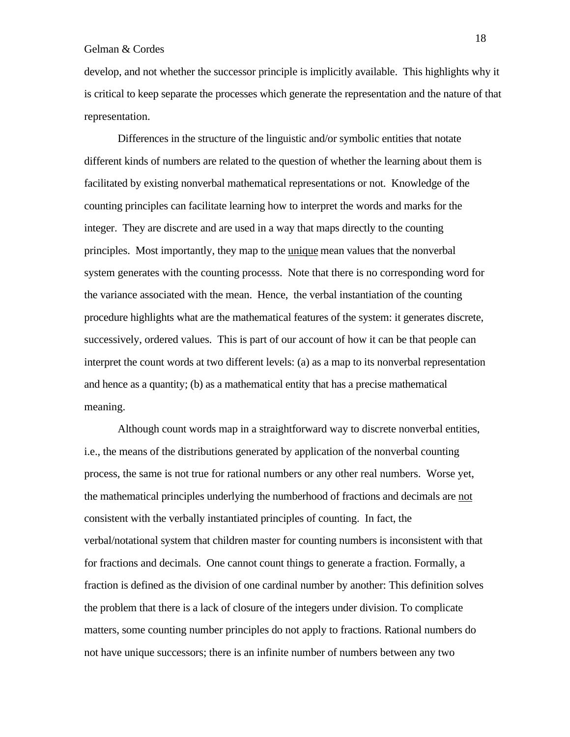develop, and not whether the successor principle is implicitly available. This highlights why it is critical to keep separate the processes which generate the representation and the nature of that representation.

Differences in the structure of the linguistic and/or symbolic entities that notate different kinds of numbers are related to the question of whether the learning about them is facilitated by existing nonverbal mathematical representations or not. Knowledge of the counting principles can facilitate learning how to interpret the words and marks for the integer. They are discrete and are used in a way that maps directly to the counting principles. Most importantly, they map to the <u>unique</u> mean values that the nonverbal system generates with the counting processs. Note that there is no corresponding word for the variance associated with the mean. Hence, the verbal instantiation of the counting procedure highlights what are the mathematical features of the system: it generates discrete, successively, ordered values. This is part of our account of how it can be that people can interpret the count words at two different levels: (a) as a map to its nonverbal representation and hence as a quantity; (b) as a mathematical entity that has a precise mathematical meaning.

Although count words map in a straightforward way to discrete nonverbal entities, i.e., the means of the distributions generated by application of the nonverbal counting process, the same is not true for rational numbers or any other real numbers. Worse yet, the mathematical principles underlying the numberhood of fractions and decimals are <u>not</u> consistent with the verbally instantiated principles of counting. In fact, the verbal/notational system that children master for counting numbers is inconsistent with that for fractions and decimals. One cannot count things to generate a fraction. Formally, a fraction is defined as the division of one cardinal number by another: This definition solves the problem that there is a lack of closure of the integers under division. To complicate matters, some counting number principles do not apply to fractions. Rational numbers do not have unique successors; there is an infinite number of numbers between any two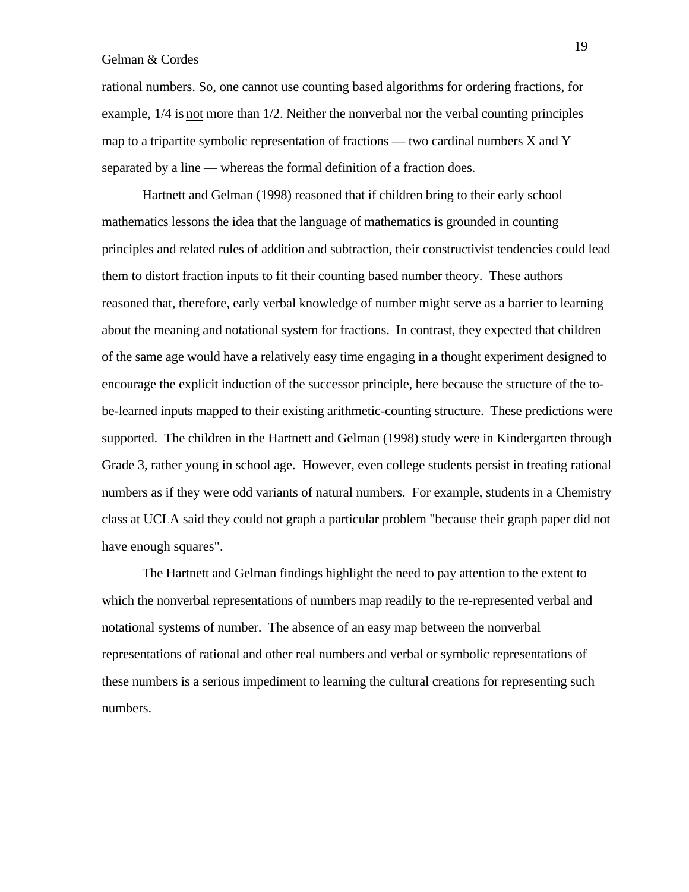rational numbers. So, one cannot use counting based algorithms for ordering fractions, for example, 1/4 is <u>not</u> more than 1/2. Neither the nonverbal nor the verbal counting principles map to a tripartite symbolic representation of fractions — two cardinal numbers X and Y separated by a line — whereas the formal definition of a fraction does.

Hartnett and Gelman (1998) reasoned that if children bring to their early school mathematics lessons the idea that the language of mathematics is grounded in counting principles and related rules of addition and subtraction, their constructivist tendencies could lead them to distort fraction inputs to fit their counting based number theory. These authors reasoned that, therefore, early verbal knowledge of number might serve as a barrier to learning about the meaning and notational system for fractions. In contrast, they expected that children of the same age would have a relatively easy time engaging in a thought experiment designed to encourage the explicit induction of the successor principle, here because the structure of the to-be-learned inputs mapped to their existing arithmetic-counting structure. These predictions were supported. The children in the Hartnett and Gelman (1998) study were in Kindergarten through Grade 3, rather young in school age. However, even college students persist in treating rational numbers as if they were odd variants of natural numbers. For example, students in a Chemistry class at UCLA said they could not graph a particular problem "because their graph paper did not have enough squares".

The Hartnett and Gelman findings highlight the need to pay attention to the extent to which the nonverbal representations of numbers map readily to the re-represented verbal and notational systems of number. The absence of an easy map between the nonverbal representations of rational and other real numbers and verbal or symbolic representations of these numbers is a serious impediment to learning the cultural creations for representing such numbers.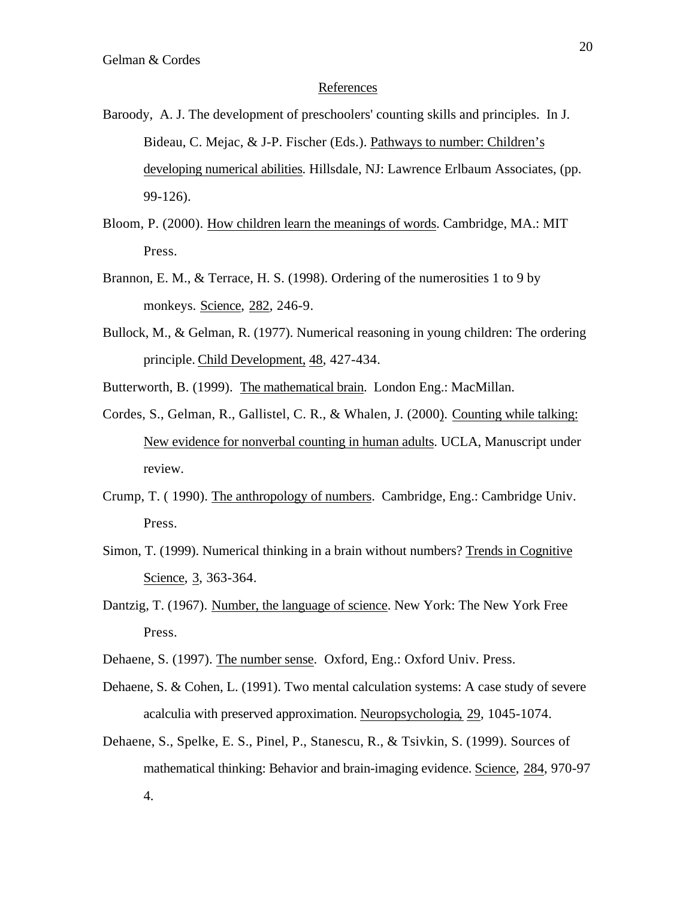## References

Baroody, A. J. The development of preschoolers' counting skills and principles. In J. Bideau, C. Mejac, & J-P. Fischer (Eds.). Pathways to number: Children's developing numerical abilities. Hillsdale, NJ: Lawrence Erlbaum Associates, (pp. 99-126).

Bloom, P. (2000). How children learn the meanings of words. Cambridge, MA.: MIT Press.

Brannon, E. M., & Terrace, H. S. (1998). Ordering of the numerosities 1 to 9 by monkeys. Science, 282, 246-9.

Bullock, M., & Gelman, R. (1977). Numerical reasoning in young children: The ordering principle. Child Development, 48, 427-434.

Butterworth, B. (1999). The mathematical brain. London Eng.: MacMillan.

Cordes, S., Gelman, R., Gallistel, C. R., & Whalen, J. (2000). Counting while talking: New evidence for nonverbal counting in human adults. UCLA, Manuscript under review.

Crump, T. ( 1990). The anthropology of numbers. Cambridge, Eng.: Cambridge Univ. Press.

Simon, T. (1999). Numerical thinking in a brain without numbers? Trends in Cognitive Science, 3, 363-364.

Dantzig, T. (1967). Number, the language of science. New York: The New York Free Press.

Dehaene, S. (1997). The number sense. Oxford, Eng.: Oxford Univ. Press.

Dehaene, S. & Cohen, L. (1991). Two mental calculation systems: A case study of severe acalculia with preserved approximation. Neuropsychologia, 29, 1045-1074.

Dehaene, S., Spelke, E. S., Pinel, P., Stanescu, R., & Tsivkin, S. (1999). Sources of mathematical thinking: Behavior and brain-imaging evidence. Science, 284, 970-97 4.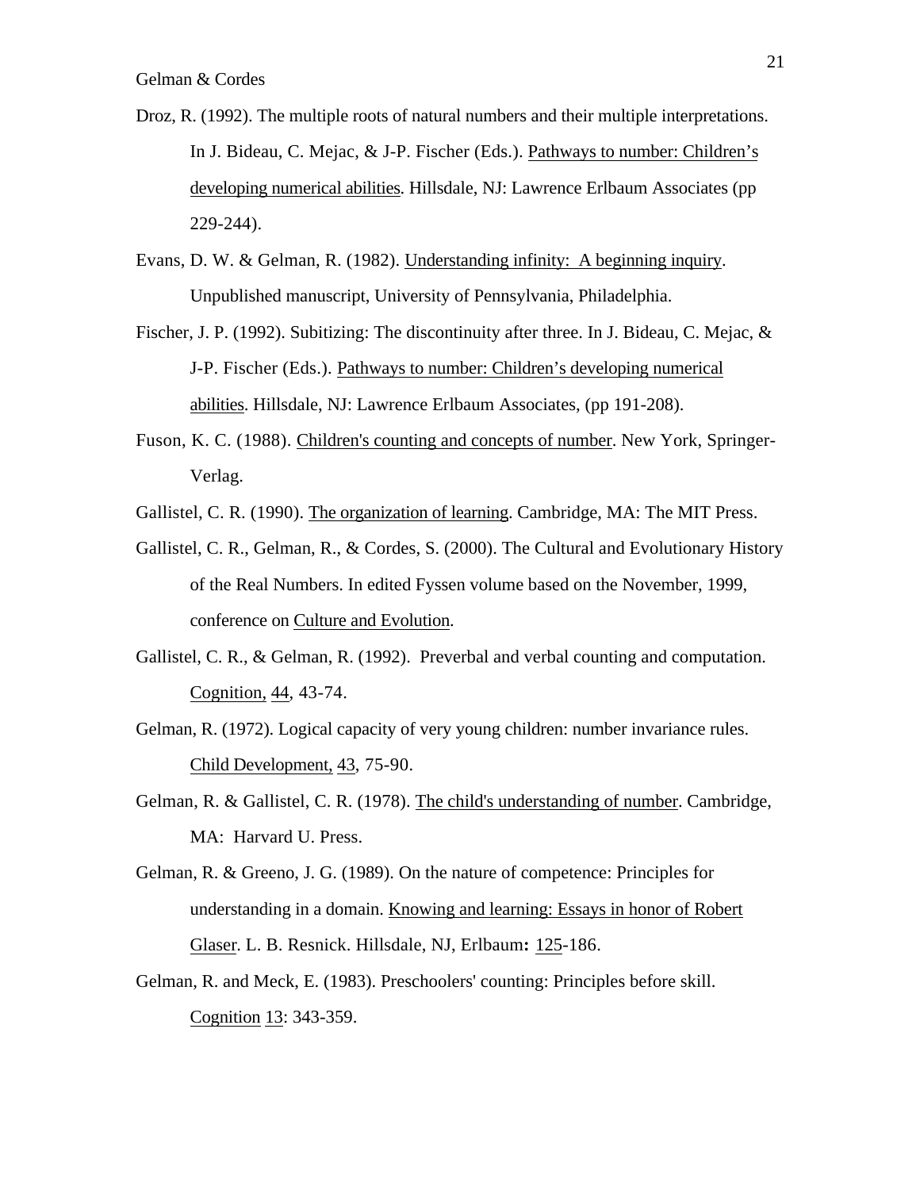Droz, R. (1992). The multiple roots of natural numbers and their multiple interpretations. In J. Bideau, C. Mejac, & J-P. Fischer (Eds.). Pathways to number: Children's developing numerical abilities. Hillsdale, NJ: Lawrence Erlbaum Associates (pp 229-244).

Evans, D. W. & Gelman, R. (1982). Understanding infinity: A beginning inquiry. Unpublished manuscript, University of Pennsylvania, Philadelphia.

Fischer, J. P. (1992). Subitizing: The discontinuity after three. In J. Bideau, C. Mejac, & J-P. Fischer (Eds.). Pathways to number: Children's developing numerical abilities. Hillsdale, NJ: Lawrence Erlbaum Associates, (pp 191-208).

Fuson, K. C. (1988). Children's counting and concepts of number. New York, Springer-Verlag.

Gallistel, C. R. (1990). The organization of learning. Cambridge, MA: The MIT Press.

Gallistel, C. R., Gelman, R., & Cordes, S. (2000). The Cultural and Evolutionary History of the Real Numbers. In edited Fyssen volume based on the November, 1999, conference on Culture and Evolution.

Gallistel, C. R., & Gelman, R. (1992). Preverbal and verbal counting and computation. Cognition, 44, 43-74.

Gelman, R. (1972). Logical capacity of very young children: number invariance rules. Child Development, 43, 75-90.

Gelman, R. & Gallistel, C. R. (1978). The child's understanding of number. Cambridge, MA: Harvard U. Press.

Gelman, R. & Greeno, J. G. (1989). On the nature of competence: Principles for understanding in a domain. Knowing and learning: Essays in honor of Robert Glaser. L. B. Resnick. Hillsdale, NJ, Erlbaum**:** 125-186.

Gelman, R. and Meck, E. (1983). Preschoolers' counting: Principles before skill. Cognition 13: 343-359.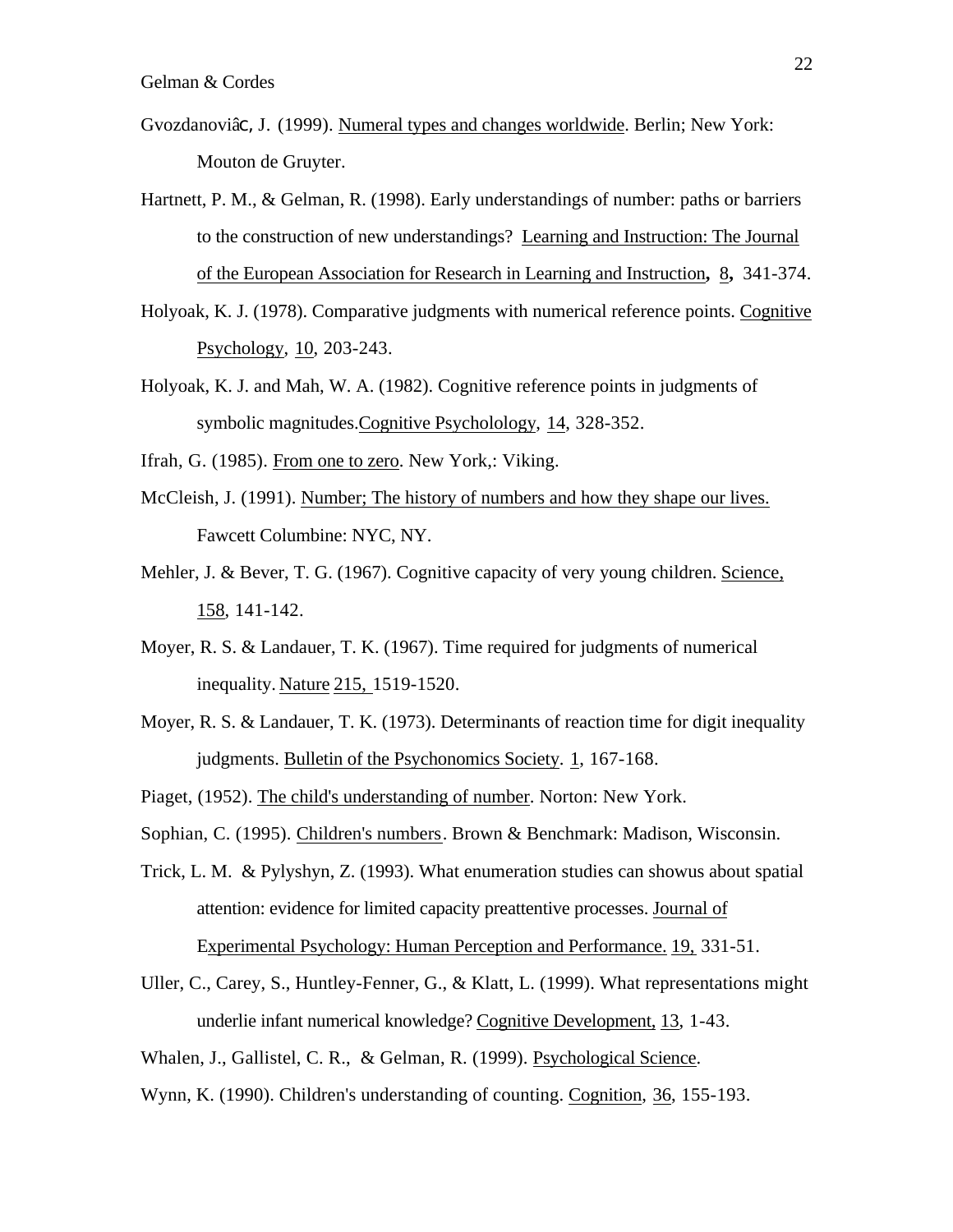Gvozdanoviâc, J. (1999). Numeral types and changes worldwide. Berlin; New York: Mouton de Gruyter.

Hartnett, P. M., & Gelman, R. (1998). Early understandings of number: paths or barriers to the construction of new understandings? Learning and Instruction: The Journal of the European Association for Research in Learning and Instruction**,** 8**,** 341-374.

Holyoak, K. J. (1978). Comparative judgments with numerical reference points. Cognitive Psychology, 10, 203-243.

Holyoak, K. J. and Mah, W. A. (1982). Cognitive reference points in judgments of symbolic magnitudes.Cognitive Psycholology, 14, 328-352.

Ifrah, G. (1985). From one to zero. New York,: Viking.

McCleish, J. (1991). Number; The history of numbers and how they shape our lives. Fawcett Columbine: NYC, NY.

Mehler, J. & Bever, T. G. (1967). Cognitive capacity of very young children. Science, 158, 141-142.

Moyer, R. S. & Landauer, T. K. (1967). Time required for judgments of numerical inequality. Nature 215, 1519-1520.

Moyer, R. S. & Landauer, T. K. (1973). Determinants of reaction time for digit inequality judgments. Bulletin of the Psychonomics Society. 1, 167-168.

Piaget, (1952). The child's understanding of number. Norton: New York.

Sophian, C. (1995). Children's numbers. Brown & Benchmark: Madison, Wisconsin.

Trick, L. M. & Pylyshyn, Z. (1993). What enumeration studies can showus about spatial attention: evidence for limited capacity preattentive processes. Journal of Experimental Psychology: Human Perception and Performance. 19, 331-51.

Uller, C., Carey, S., Huntley-Fenner, G., & Klatt, L. (1999). What representations might underlie infant numerical knowledge? Cognitive Development, 13, 1-43.

Whalen, J., Gallistel, C. R., & Gelman, R. (1999). Psychological Science.

Wynn, K. (1990). Children's understanding of counting. Cognition, 36, 155-193.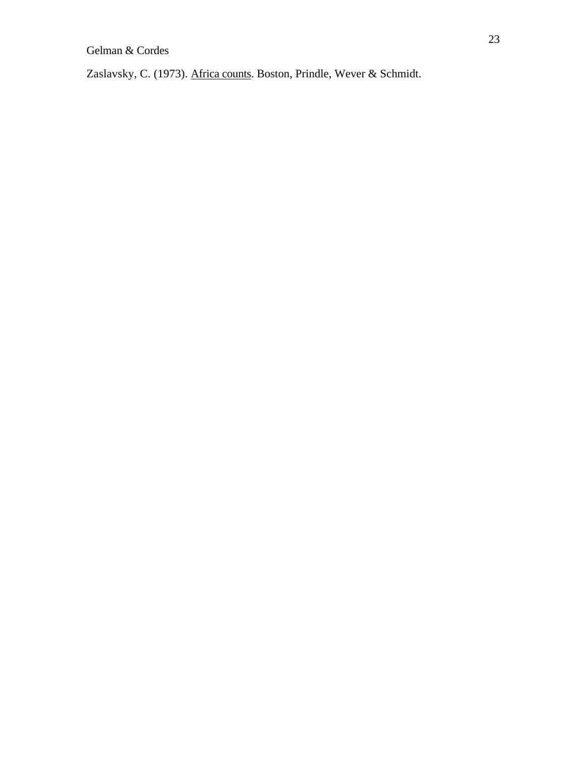Zaslavsky, C. (1973). Africa counts. Boston, Prindle, Wever & Schmidt.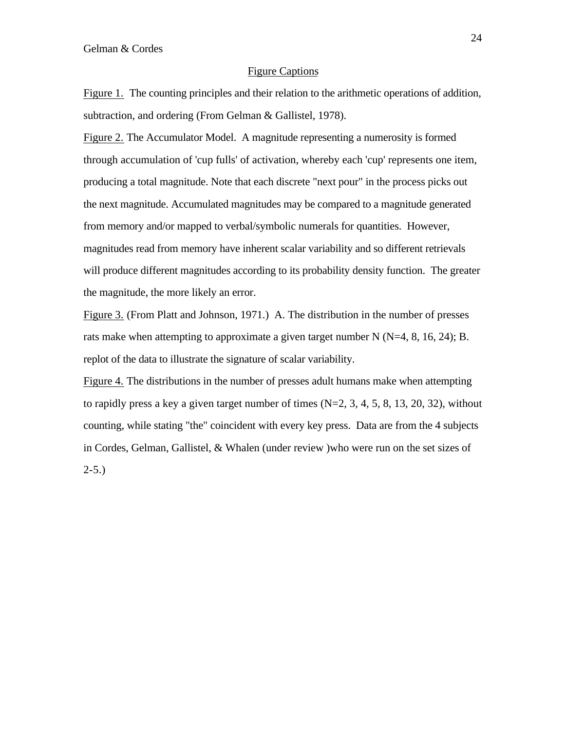## Figure Captions

Figure 1. The counting principles and their relation to the arithmetic operations of addition, subtraction, and ordering (From Gelman & Gallistel, 1978).

Figure 2. The Accumulator Model. A magnitude representing a numerosity is formed through accumulation of 'cup fulls' of activation, whereby each 'cup' represents one item, producing a total magnitude. Note that each discrete "next pour" in the process picks out the next magnitude. Accumulated magnitudes may be compared to a magnitude generated from memory and/or mapped to verbal/symbolic numerals for quantities. However, magnitudes read from memory have inherent scalar variability and so different retrievals will produce different magnitudes according to its probability density function. The greater the magnitude, the more likely an error.

Figure 3. (From Platt and Johnson, 1971.) A. The distribution in the number of presses rats make when attempting to approximate a given target number N (N=4, 8, 16, 24); B. replot of the data to illustrate the signature of scalar variability.

Figure 4. The distributions in the number of presses adult humans make when attempting to rapidly press a key a given target number of times (N=2, 3, 4, 5, 8, 13, 20, 32), without counting, while stating "the" coincident with every key press. Data are from the 4 subjects in Cordes, Gelman, Gallistel, & Whalen (under review )who were run on the set sizes of 2-5.)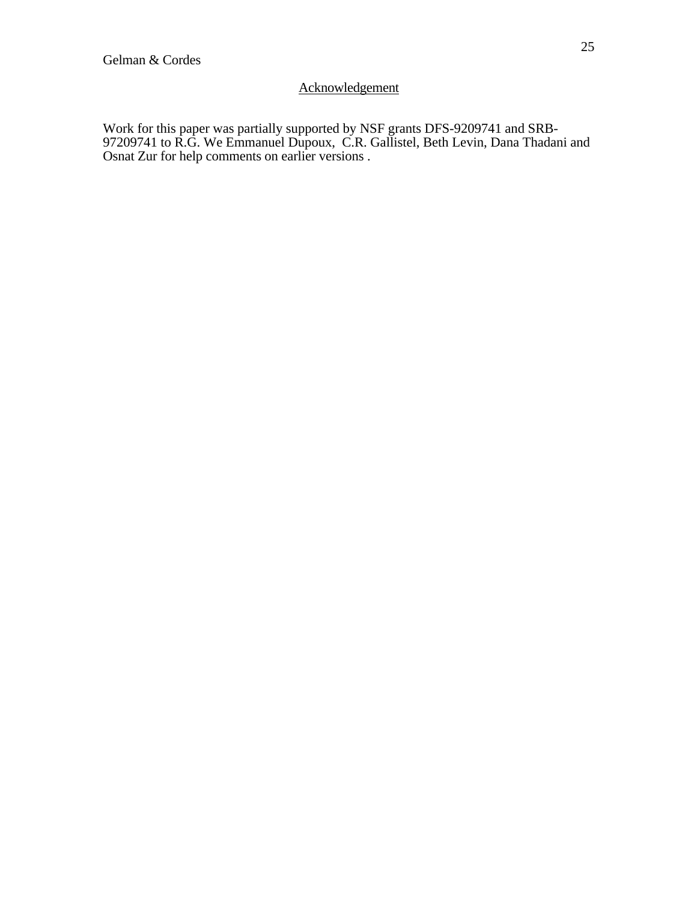## Acknowledgement

Work for this paper was partially supported by NSF grants DFS-9209741 and SRB-97209741 to R.G. We Emmanuel Dupoux, C.R. Gallistel, Beth Levin, Dana Thadani and Osnat Zur for help comments on earlier versions .